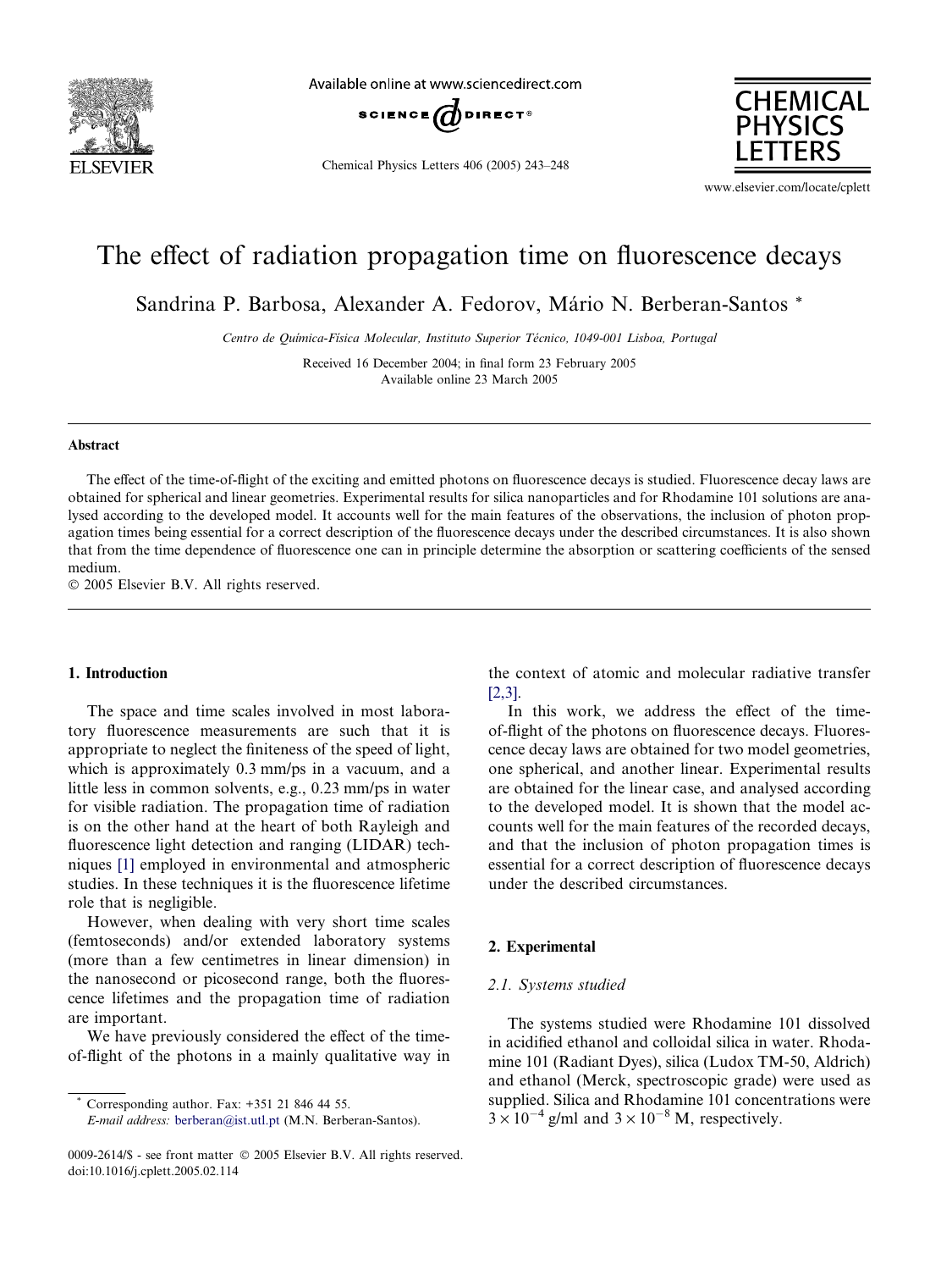# The effect of radiation propagation time on fluorescence decays

Sandrina P. Barbosa, Alexander A. Fedorov, Mário N. Berberan-Santos *

*Centro de Química-Física Molecular, Instituto Superior Técnico, 1049-001 Lisboa, Portugal*

Received 16 December 2004; in final form 23 February 2005
Available online 23 March 2005

## Abstract

The effect of the time-of-flight of the exciting and emitted photons on fluorescence decays is studied. Fluorescence decay laws are obtained for spherical and linear geometries. Experimental results for silica nanoparticles and for Rhodamine 101 solutions are analysed according to the developed model. It accounts well for the main features of the observations, the inclusion of photon propagation times being essential for a correct description of the fluorescence decays under the described circumstances. It is also shown that from the time dependence of fluorescence one can in principle determine the absorption or scattering coefficients of the sensed medium.

© 2005 Elsevier B.V. All rights reserved.

## 1. Introduction

The space and time scales involved in most laboratory fluorescence measurements are such that it is appropriate to neglect the finiteness of the speed of light, which is approximately 0.3 mm/ps in a vacuum, and a little less in common solvents, e.g., 0.23 mm/ps in water for visible radiation. The propagation time of radiation is on the other hand at the heart of both Rayleigh and fluorescence light detection and ranging (LIDAR) techniques [1] employed in environmental and atmospheric studies. In these techniques it is the fluorescence lifetime role that is negligible.

However, when dealing with very short time scales (femtoseconds) and/or extended laboratory systems (more than a few centimetres in linear dimension) in the nanosecond or picosecond range, both the fluorescence lifetimes and the propagation time of radiation are important.

We have previously considered the effect of the time-of-flight of the photons in a mainly qualitative way in the context of atomic and molecular radiative transfer [2,3].

In this work, we address the effect of the time-of-flight of the photons on fluorescence decays. Fluorescence decay laws are obtained for two model geometries, one spherical, and another linear. Experimental results are obtained for the linear case, and analysed according to the developed model. It is shown that the model accounts well for the main features of the recorded decays, and that the inclusion of photon propagation times is essential for a correct description of fluorescence decays under the described circumstances.

## 2. Experimental

### 2.1. Systems studied

The systems studied were Rhodamine 101 dissolved in acidified ethanol and colloidal silica in water. Rhodamine 101 (Radiant Dyes), silica (Ludox TM-50, Aldrich) and ethanol (Merck, spectroscopic grade) were used as supplied. Silica and Rhodamine 101 concentrations were $3 \times 10^{-4}$ g/ml and $3 \times 10^{-8}$ M, respectively.

* Corresponding author. Fax: +351 21 846 44 55.
*E-mail address:* berberan@ist.utl.pt (M.N. Berberan-Santos).

0009-2614/$ - see front matter © 2005 Elsevier B.V. All rights reserved.
doi:10.1016/j.cplett.2005.02.114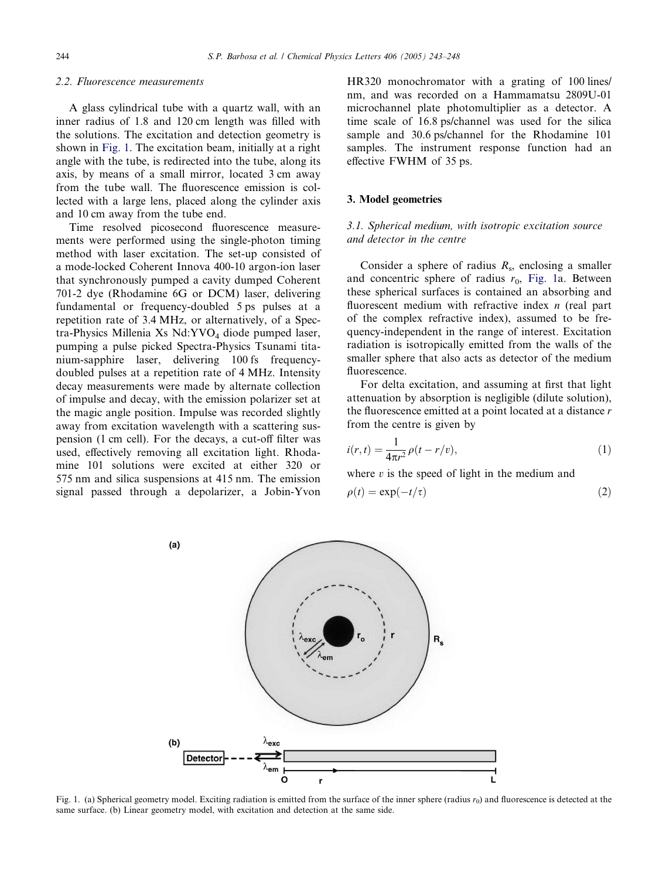### 2.2. Fluorescence measurements

A glass cylindrical tube with a quartz wall, with an inner radius of 1.8 and 120 cm length was filled with the solutions. The excitation and detection geometry is shown in Fig. 1. The excitation beam, initially at a right angle with the tube, is redirected into the tube, along its axis, by means of a small mirror, located 3 cm away from the tube wall. The fluorescence emission is collected with a large lens, placed along the cylinder axis and 10 cm away from the tube end.

Time resolved picosecond fluorescence measurements were performed using the single-photon timing method with laser excitation. The set-up consisted of a mode-locked Coherent Innova 400-10 argon-ion laser that synchronously pumped a cavity dumped Coherent 701-2 dye (Rhodamine 6G or DCM) laser, delivering fundamental or frequency-doubled 5 ps pulses at a repetition rate of 3.4 MHz, or alternatively, of a Spectra-Physics Millenia Xs Nd:$YVO_4$ diode pumped laser, pumping a pulse picked Spectra-Physics Tsunami titanium-sapphire laser, delivering 100 fs frequency-doubled pulses at a repetition rate of 4 MHz. Intensity decay measurements were made by alternate collection of impulse and decay, with the emission polarizer set at the magic angle position. Impulse was recorded slightly away from excitation wavelength with a scattering suspension (1 cm cell). For the decays, a cut-off filter was used, effectively removing all excitation light. Rhodamine 101 solutions were excited at either 320 or 575 nm and silica suspensions at 415 nm. The emission signal passed through a depolarizer, a Jobin-Yvon HR320 monochromator with a grating of 100 lines/nm, and was recorded on a Hammamatsu 2809U-01 microchannel plate photomultiplier as a detector. A time scale of 16.8 ps/channel was used for the silica sample and 30.6 ps/channel for the Rhodamine 101 samples. The instrument response function had an effective FWHM of 35 ps.

## 3. Model geometries

### 3.1. Spherical medium, with isotropic excitation source and detector in the centre

Consider a sphere of radius $R_s$, enclosing a smaller and concentric sphere of radius $r_0$, Fig. 1a. Between these spherical surfaces is contained an absorbing and fluorescent medium with refractive index $n$ (real part of the complex refractive index), assumed to be frequency-independent in the range of interest. Excitation radiation is isotropically emitted from the walls of the smaller sphere that also acts as detector of the medium fluorescence.

For delta excitation, and assuming at first that light attenuation by absorption is negligible (dilute solution), the fluorescence emitted at a point located at a distance $r$ from the centre is given by

$$i(r,t) = \frac{1}{4\pi r^2}\rho(t - r/v), \tag{1}$$

where $v$ is the speed of light in the medium and

$$\rho(t) = \exp(-t/\tau) \tag{2}$$

Fig. 1. (a) Spherical geometry model. Exciting radiation is emitted from the surface of the inner sphere (radius $r_0$) and fluorescence is detected at the same surface. (b) Linear geometry model, with excitation and detection at the same side.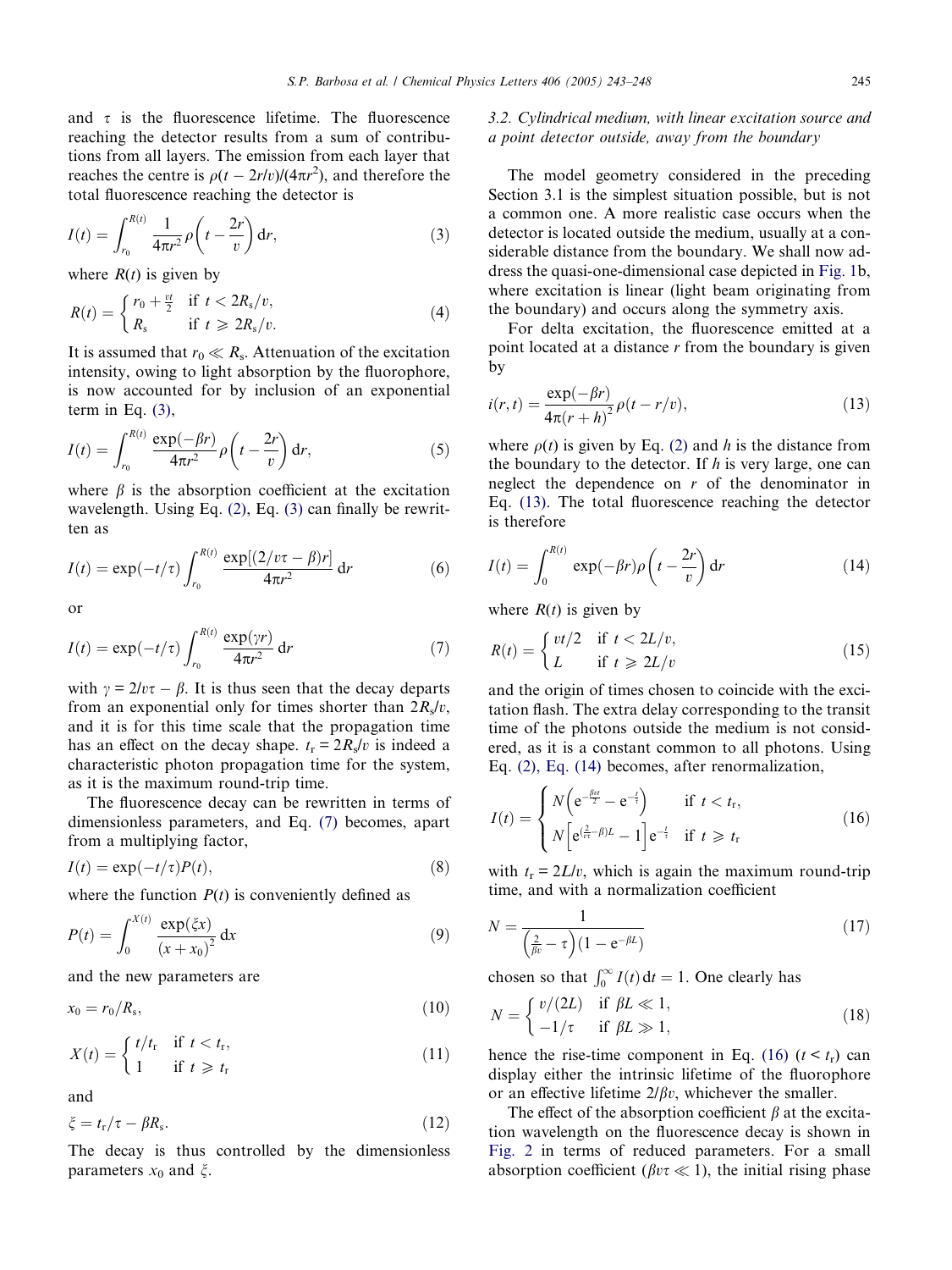and $\tau$ is the fluorescence lifetime. The fluorescence reaching the detector results from a sum of contributions from all layers. The emission from each layer that reaches the centre is $\rho(t - 2r/v)/(4\pi r^2)$, and therefore the total fluorescence reaching the detector is

$$I(t) = \int_{r_0}^{R(t)} \frac{1}{4\pi r^2}\rho\left(t - \frac{2r}{v}\right)\mathrm{d}r, \tag{3}$$

where $R(t)$ is given by

$$R(t) = \begin{cases} r_0 + \frac{vt}{2} & \text{if } t < 2R_s/v, \\ R_s & \text{if } t \geqslant 2R_s/v. \end{cases} \tag{4}$$

It is assumed that $r_0 \ll R_s$. Attenuation of the excitation intensity, owing to light absorption by the fluorophore, is now accounted for by inclusion of an exponential term in Eq. (3),

$$I(t) = \int_{r_0}^{R(t)} \frac{\exp(-\beta r)}{4\pi r^2}\rho\left(t - \frac{2r}{v}\right)\mathrm{d}r, \tag{5}$$

where $\beta$ is the absorption coefficient at the excitation wavelength. Using Eq. (2), Eq. (3) can finally be rewritten as

$$I(t) = \exp(-t/\tau)\int_{r_0}^{R(t)} \frac{\exp[(2/v\tau - \beta)r]}{4\pi r^2}\mathrm{d}r \tag{6}$$

or

$$I(t) = \exp(-t/\tau)\int_{r_0}^{R(t)} \frac{\exp(\gamma r)}{4\pi r^2}\mathrm{d}r \tag{7}$$

with $\gamma = 2/v\tau - \beta$. It is thus seen that the decay departs from an exponential only for times shorter than $2R_s/v$, and it is for this time scale that the propagation time has an effect on the decay shape. $t_r = 2R_s/v$ is indeed a characteristic photon propagation time for the system, as it is the maximum round-trip time.

The fluorescence decay can be rewritten in terms of dimensionless parameters, and Eq. (7) becomes, apart from a multiplying factor,

$$I(t) = \exp(-t/\tau)P(t), \tag{8}$$

where the function $P(t)$ is conveniently defined as

$$P(t) = \int_0^{X(t)} \frac{\exp(\xi x)}{(x + x_0)^2}\mathrm{d}x \tag{9}$$

and the new parameters are

$$x_0 = r_0/R_s, \tag{10}$$

$$X(t) = \begin{cases} t/t_r & \text{if } t < t_r, \\ 1 & \text{if } t \geqslant t_r \end{cases} \tag{11}$$

and

$$\xi = t_r/\tau - \beta R_s. \tag{12}$$

The decay is thus controlled by the dimensionless parameters $x_0$ and $\xi$.

### 3.2. Cylindrical medium, with linear excitation source and a point detector outside, away from the boundary

The model geometry considered in the preceding Section 3.1 is the simplest situation possible, but is not a common one. A more realistic case occurs when the detector is located outside the medium, usually at a considerable distance from the boundary. We shall now address the quasi-one-dimensional case depicted in Fig. 1b, where excitation is linear (light beam originating from the boundary) and occurs along the symmetry axis.

For delta excitation, the fluorescence emitted at a point located at a distance $r$ from the boundary is given by

$$i(r,t) = \frac{\exp(-\beta r)}{4\pi(r + h)^2}\rho(t - r/v), \tag{13}$$

where $\rho(t)$ is given by Eq. (2) and $h$ is the distance from the boundary to the detector. If $h$ is very large, one can neglect the dependence on $r$ of the denominator in Eq. (13). The total fluorescence reaching the detector is therefore

$$I(t) = \int_0^{R(t)} \exp(-\beta r)\rho\left(t - \frac{2r}{v}\right)\mathrm{d}r \tag{14}$$

where $R(t)$ is given by

$$R(t) = \begin{cases} vt/2 & \text{if } t < 2L/v, \\ L & \text{if } t \geqslant 2L/v \end{cases} \tag{15}$$

and the origin of times chosen to coincide with the excitation flash. The extra delay corresponding to the transit time of the photons outside the medium is not considered, as it is a constant common to all photons. Using Eq. (2), Eq. (14) becomes, after renormalization,

$$I(t) = \begin{cases} N\left(\mathrm{e}^{-\frac{\beta vt}{2}} - \mathrm{e}^{-\frac{t}{\tau}}\right) & \text{if } t < t_r, \\ N\left[\mathrm{e}^{(\frac{2}{v\tau} - \beta)L} - 1\right]\mathrm{e}^{-\frac{t}{\tau}} & \text{if } t \geqslant t_r \end{cases} \tag{16}$$

with $t_r = 2L/v$, which is again the maximum round-trip time, and with a normalization coefficient

$$N = \frac{1}{\left(\frac{2}{\beta v} - \tau\right)(1 - \mathrm{e}^{-\beta L})} \tag{17}$$

chosen so that $\int_0^\infty I(t)\,\mathrm{d}t = 1$. One clearly has

$$N = \begin{cases} v/(2L) & \text{if } \beta L \ll 1, \\ -1/\tau & \text{if } \beta L \gg 1, \end{cases} \tag{18}$$

hence the rise-time component in Eq. (16) ($t < t_r$) can display either the intrinsic lifetime of the fluorophore or an effective lifetime $2/\beta v$, whichever the smaller.

The effect of the absorption coefficient $\beta$ at the excitation wavelength on the fluorescence decay is shown in Fig. 2 in terms of reduced parameters. For a small absorption coefficient ($\beta v\tau \ll 1$), the initial rising phase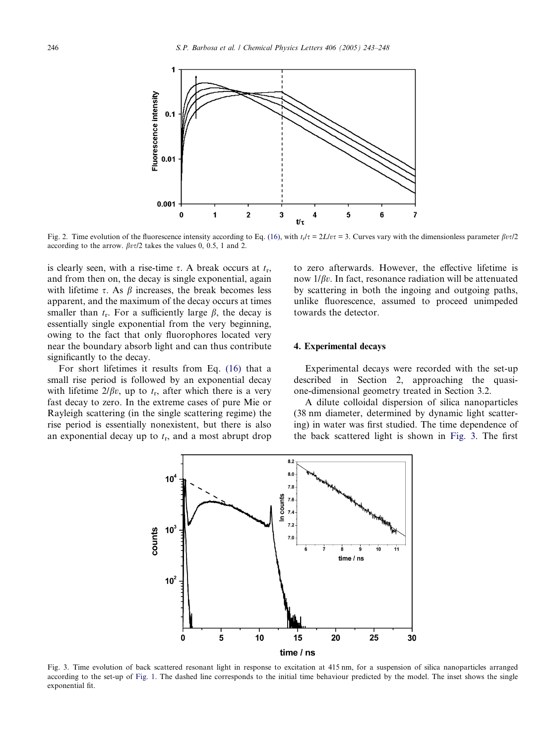Fig. 2. Time evolution of the fluorescence intensity according to Eq. (16), with $t_r/\tau = 2L/v\tau = 3$. Curves vary with the dimensionless parameter $\beta v\tau/2$ according to the arrow. $\beta v\tau/2$ takes the values 0, 0.5, 1 and 2.

is clearly seen, with a rise-time $\tau$. A break occurs at $t_r$, and from then on, the decay is single exponential, again with lifetime $\tau$. As $\beta$ increases, the break becomes less apparent, and the maximum of the decay occurs at times smaller than $t_r$. For a sufficiently large $\beta$, the decay is essentially single exponential from the very beginning, owing to the fact that only fluorophores located very near the boundary absorb light and can thus contribute significantly to the decay.

For short lifetimes it results from Eq. (16) that a small rise period is followed by an exponential decay with lifetime $2/\beta v$, up to $t_r$, after which there is a very fast decay to zero. In the extreme cases of pure Mie or Rayleigh scattering (in the single scattering regime) the rise period is essentially nonexistent, but there is also an exponential decay up to $t_r$, and a most abrupt drop to zero afterwards. However, the effective lifetime is now $1/\beta v$. In fact, resonance radiation will be attenuated by scattering in both the ingoing and outgoing paths, unlike fluorescence, assumed to proceed unimpeded towards the detector.

## 4. Experimental decays

Experimental decays were recorded with the set-up described in Section 2, approaching the quasi-one-dimensional geometry treated in Section 3.2.

A dilute colloidal dispersion of silica nanoparticles (38 nm diameter, determined by dynamic light scattering) in water was first studied. The time dependence of the back scattered light is shown in Fig. 3. The first

Fig. 3. Time evolution of back scattered resonant light in response to excitation at 415 nm, for a suspension of silica nanoparticles arranged according to the set-up of Fig. 1. The dashed line corresponds to the initial time behaviour predicted by the model. The inset shows the single exponential fit.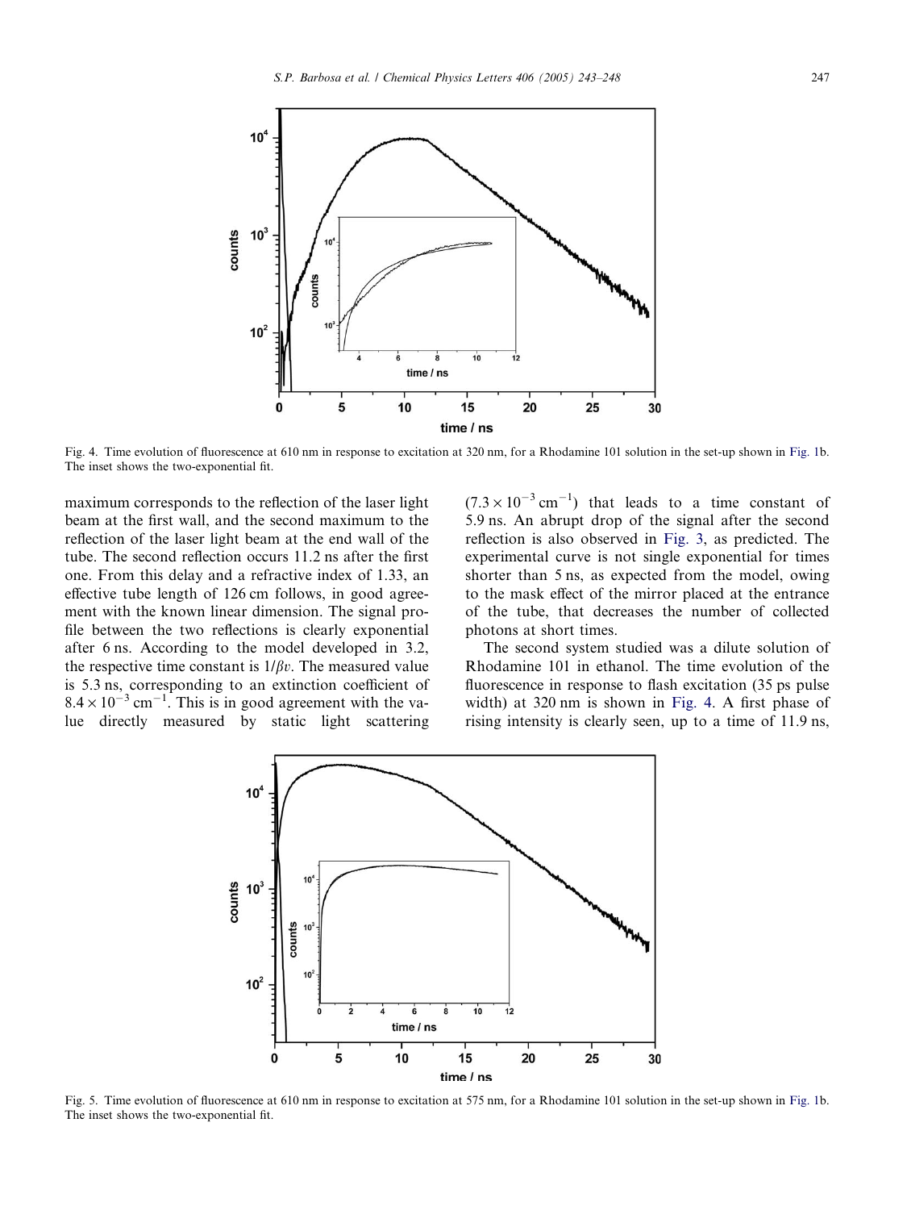Fig. 4. Time evolution of fluorescence at 610 nm in response to excitation at 320 nm, for a Rhodamine 101 solution in the set-up shown in Fig. 1b. The inset shows the two-exponential fit.

maximum corresponds to the reflection of the laser light beam at the first wall, and the second maximum to the reflection of the laser light beam at the end wall of the tube. The second reflection occurs 11.2 ns after the first one. From this delay and a refractive index of 1.33, an effective tube length of 126 cm follows, in good agreement with the known linear dimension. The signal profile between the two reflections is clearly exponential after 6 ns. According to the model developed in 3.2, the respective time constant is $1/\beta v$. The measured value is 5.3 ns, corresponding to an extinction coefficient of $8.4 \times 10^{-3}\ \mathrm{cm}^{-1}$. This is in good agreement with the value directly measured by static light scattering ($7.3 \times 10^{-3}\ \mathrm{cm}^{-1}$) that leads to a time constant of 5.9 ns. An abrupt drop of the signal after the second reflection is also observed in Fig. 3, as predicted. The experimental curve is not single exponential for times shorter than 5 ns, as expected from the model, owing to the mask effect of the mirror placed at the entrance of the tube, that decreases the number of collected photons at short times.

The second system studied was a dilute solution of Rhodamine 101 in ethanol. The time evolution of the fluorescence in response to flash excitation (35 ps pulse width) at 320 nm is shown in Fig. 4. A first phase of rising intensity is clearly seen, up to a time of 11.9 ns,

Fig. 5. Time evolution of fluorescence at 610 nm in response to excitation at 575 nm, for a Rhodamine 101 solution in the set-up shown in Fig. 1b. The inset shows the two-exponential fit.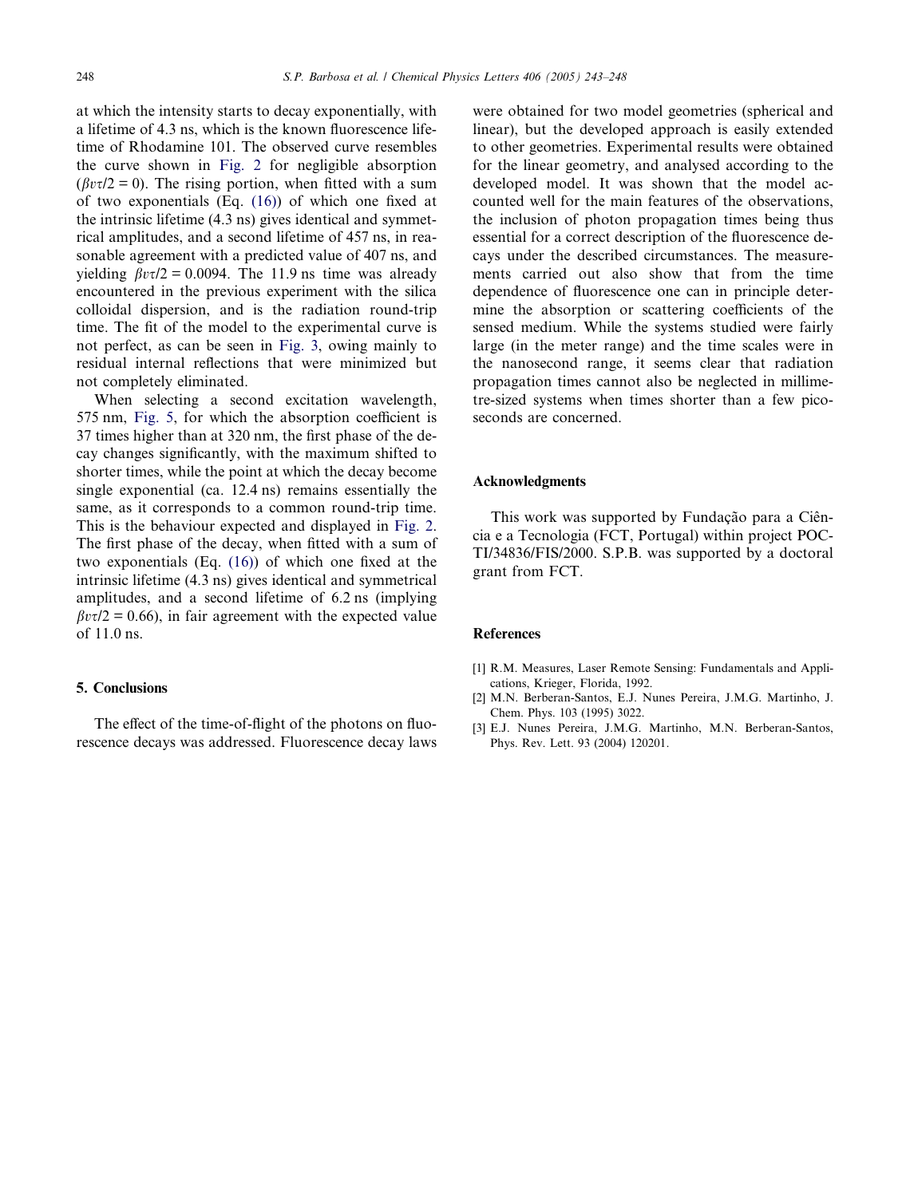at which the intensity starts to decay exponentially, with a lifetime of 4.3 ns, which is the known fluorescence lifetime of Rhodamine 101. The observed curve resembles the curve shown in Fig. 2 for negligible absorption ($\beta v\tau/2 = 0$). The rising portion, when fitted with a sum of two exponentials (Eq. (16)) of which one fixed at the intrinsic lifetime (4.3 ns) gives identical and symmetrical amplitudes, and a second lifetime of 457 ns, in reasonable agreement with a predicted value of 407 ns, and yielding $\beta v\tau/2 = 0.0094$. The 11.9 ns time was already encountered in the previous experiment with the silica colloidal dispersion, and is the radiation round-trip time. The fit of the model to the experimental curve is not perfect, as can be seen in Fig. 3, owing mainly to residual internal reflections that were minimized but not completely eliminated.

When selecting a second excitation wavelength, 575 nm, Fig. 5, for which the absorption coefficient is 37 times higher than at 320 nm, the first phase of the decay changes significantly, with the maximum shifted to shorter times, while the point at which the decay become single exponential (ca. 12.4 ns) remains essentially the same, as it corresponds to a common round-trip time. This is the behaviour expected and displayed in Fig. 2. The first phase of the decay, when fitted with a sum of two exponentials (Eq. (16)) of which one fixed at the intrinsic lifetime (4.3 ns) gives identical and symmetrical amplitudes, and a second lifetime of 6.2 ns (implying $\beta v\tau/2 = 0.66$), in fair agreement with the expected value of 11.0 ns.

## 5. Conclusions

The effect of the time-of-flight of the photons on fluorescence decays was addressed. Fluorescence decay laws were obtained for two model geometries (spherical and linear), but the developed approach is easily extended to other geometries. Experimental results were obtained for the linear geometry, and analysed according to the developed model. It was shown that the model accounted well for the main features of the observations, the inclusion of photon propagation times being thus essential for a correct description of the fluorescence decays under the described circumstances. The measurements carried out also show that from the time dependence of fluorescence one can in principle determine the absorption or scattering coefficients of the sensed medium. While the systems studied were fairly large (in the meter range) and the time scales were in the nanosecond range, it seems clear that radiation propagation times cannot also be neglected in millimetre-sized systems when times shorter than a few picoseconds are concerned.

## Acknowledgments

This work was supported by Fundação para a Ciência e a Tecnologia (FCT, Portugal) within project POCTI/34836/FIS/2000. S.P.B. was supported by a doctoral grant from FCT.

## References

[1] R.M. Measures, Laser Remote Sensing: Fundamentals and Applications, Krieger, Florida, 1992.

[2] M.N. Berberan-Santos, E.J. Nunes Pereira, J.M.G. Martinho, J. Chem. Phys. 103 (1995) 3022.

[3] E.J. Nunes Pereira, J.M.G. Martinho, M.N. Berberan-Santos, Phys. Rev. Lett. 93 (2004) 120201.